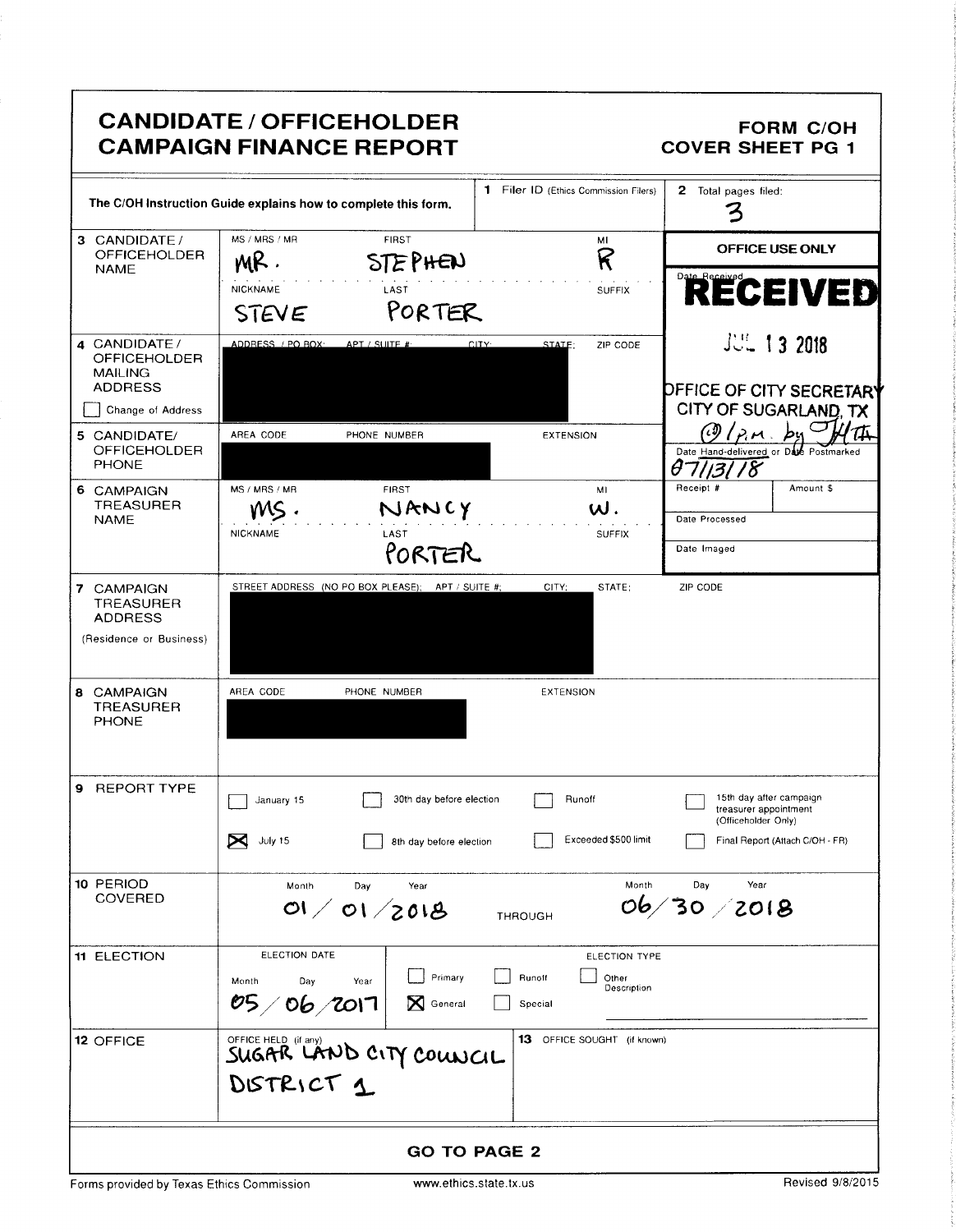# CANDIDATE / OFFICEHOLDER CAMPAIGN FINANCE REPORT

**FORM C/OH**
**COVER SHEET PG 1**

The C/OH Instruction Guide explains how to complete this form.

**1** Filer ID (Ethics Commission Filers):

**2** Total pages filed: 3

**OFFICE USE ONLY**

Date Received: RECEIVED JUL 13 2018 OFFICE OF CITY SECRETARY CITY OF SUGARLAND, TX

Date Hand-delivered or Date Postmarked: @ 1 P.M. by JHTH 07/13/18

Receipt #:

Amount $:

Date Processed:

Date Imaged:

**3 CANDIDATE / OFFICEHOLDER NAME**

| MS / MRS / MR | FIRST | MI |
|---|---|---|
| MR. | STEPHEN | R |

| NICKNAME | LAST | SUFFIX |
|---|---|---|
| STEVE | PORTER | |

**4 CANDIDATE / OFFICEHOLDER MAILING ADDRESS**

ADDRESS / PO BOX; APT / SUITE #; CITY; STATE; ZIP CODE: [REDACTED]

☐ Change of Address

**5 CANDIDATE / OFFICEHOLDER PHONE**

AREA CODE, PHONE NUMBER, EXTENSION: [REDACTED]

**6 CAMPAIGN TREASURER NAME**

| MS / MRS / MR | FIRST | MI |
|---|---|---|
| MS. | NANCY | W. |

| NICKNAME | LAST | SUFFIX |
|---|---|---|
| | PORTER | |

**7 CAMPAIGN TREASURER ADDRESS (Residence or Business)**

STREET ADDRESS (NO PO BOX PLEASE); APT / SUITE #; CITY; STATE; ZIP CODE: [REDACTED]

**8 CAMPAIGN TREASURER PHONE**

AREA CODE, PHONE NUMBER, EXTENSION: [REDACTED]

**9 REPORT TYPE**

- ☐ January 15
- ☒ July 15
- ☐ 30th day before election
- ☐ 8th day before election
- ☐ Runoff
- ☐ Exceeded $500 limit
- ☐ 15th day after campaign treasurer appointment (Officeholder Only)
- ☐ Final Report (Attach C/OH - FR)

**10 PERIOD COVERED**

01 / 01 / 2018 THROUGH 06 / 30 / 2018

**11 ELECTION**

ELECTION DATE: 05 / 06 / 2017

ELECTION TYPE:

- ☐ Primary
- ☒ General
- ☐ Runoff
- ☐ Special
- ☐ Other Description

**12 OFFICE**

OFFICE HELD (if any): SUGAR LAND CITY COUNCIL DISTRICT 1

**13** OFFICE SOUGHT (if known):

**GO TO PAGE 2**

Forms provided by Texas Ethics Commission www.ethics.state.tx.us Revised 9/8/2015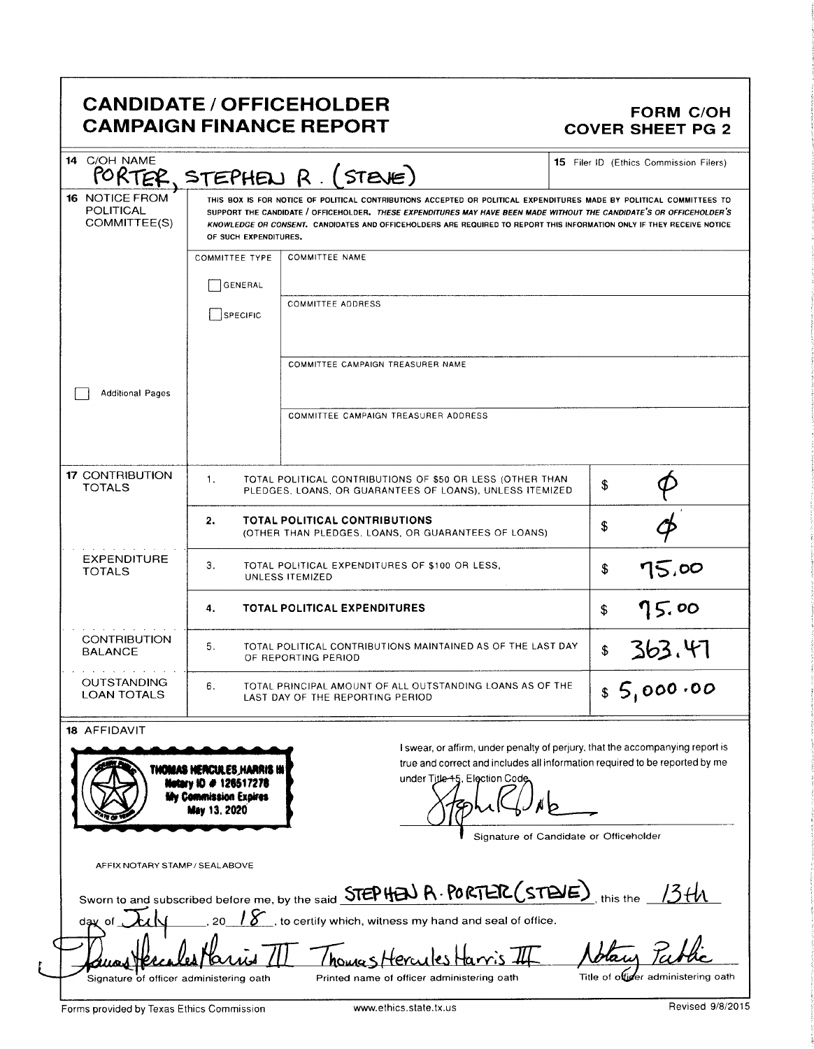# CANDIDATE / OFFICEHOLDER CAMPAIGN FINANCE REPORT

**FORM C/OH COVER SHEET PG 2**

| | |
|---|---|
| **14** C/OH NAME: PORTER, STEPHEN R. (STEVE) | **15** Filer ID (Ethics Commission Filers) |

**16 NOTICE FROM POLITICAL COMMITTEE(S)**

THIS BOX IS FOR NOTICE OF POLITICAL CONTRIBUTIONS ACCEPTED OR POLITICAL EXPENDITURES MADE BY POLITICAL COMMITTEES TO SUPPORT THE CANDIDATE / OFFICEHOLDER. *THESE EXPENDITURES MAY HAVE BEEN MADE WITHOUT THE CANDIDATE'S OR OFFICEHOLDER'S KNOWLEDGE OR CONSENT.* CANDIDATES AND OFFICEHOLDERS ARE REQUIRED TO REPORT THIS INFORMATION ONLY IF THEY RECEIVE NOTICE OF SUCH EXPENDITURES.

| COMMITTEE TYPE | |
|---|---|
| ☐ GENERAL | COMMITTEE NAME |
| ☐ SPECIFIC | COMMITTEE ADDRESS |
| | COMMITTEE CAMPAIGN TREASURER NAME |
| | COMMITTEE CAMPAIGN TREASURER ADDRESS |

☐ Additional Pages

| | | | |
|---|---|---|---|
| **17 CONTRIBUTION TOTALS** | 1. | TOTAL POLITICAL CONTRIBUTIONS OF $50 OR LESS (OTHER THAN PLEDGES, LOANS, OR GUARANTEES OF LOANS), UNLESS ITEMIZED | $ Ø |
| | 2. | **TOTAL POLITICAL CONTRIBUTIONS** (OTHER THAN PLEDGES, LOANS, OR GUARANTEES OF LOANS) | $ Ø |
| **EXPENDITURE TOTALS** | 3. | TOTAL POLITICAL EXPENDITURES OF $100 OR LESS, UNLESS ITEMIZED | $ 75.00 |
| | 4. | **TOTAL POLITICAL EXPENDITURES** | $ 75.00 |
| **CONTRIBUTION BALANCE** | 5. | TOTAL POLITICAL CONTRIBUTIONS MAINTAINED AS OF THE LAST DAY OF REPORTING PERIOD | $ 363.47 |
| **OUTSTANDING LOAN TOTALS** | 6. | TOTAL PRINCIPAL AMOUNT OF ALL OUTSTANDING LOANS AS OF THE LAST DAY OF THE REPORTING PERIOD | $ 5,000.00 |

**18 AFFIDAVIT**

THOMAS HERCULES HARRIS III
Notary ID # 126517278
My Commission Expires
May 13, 2020

AFFIX NOTARY STAMP / SEALABOVE

I swear, or affirm, under penalty of perjury, that the accompanying report is true and correct and includes all information required to be reported by me under Title 15, Election Code.

[Signature]
Signature of Candidate or Officeholder

Sworn to and subscribed before me, by the said STEPHEN R. PORTER (STEVE), this the 13th day of July, 20 18, to certify which, witness my hand and seal of office.

| [Signature] | Thomas Hercules Harris III | Notary Public |
|---|---|---|
| Signature of officer administering oath | Printed name of officer administering oath | Title of officer administering oath |

Forms provided by Texas Ethics Commission www.ethics.state.tx.us Revised 9/8/2015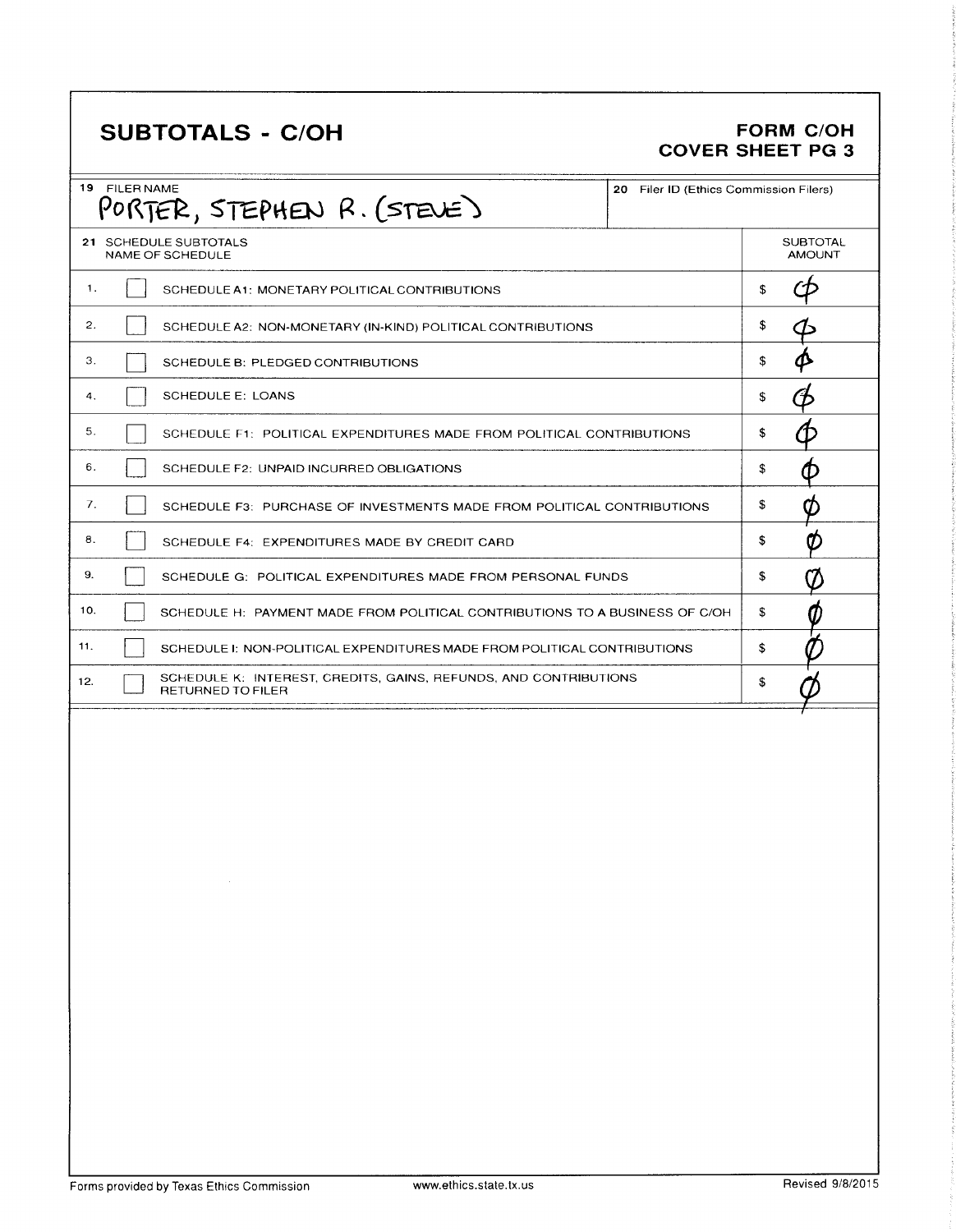# SUBTOTALS - C/OH

**FORM C/OH**
**COVER SHEET PG 3**

| 19 FILER NAME | 20 Filer ID (Ethics Commission Filers) |
|---|---|
| PORTER, STEPHEN R. (STEVE) | |

| 21 SCHEDULE SUBTOTALS NAME OF SCHEDULE | | SUBTOTAL AMOUNT |
|---|---|---|
| 1. | ☐ SCHEDULE A1: MONETARY POLITICAL CONTRIBUTIONS | $ Ø |
| 2. | ☐ SCHEDULE A2: NON-MONETARY (IN-KIND) POLITICAL CONTRIBUTIONS | $ Ø |
| 3. | ☐ SCHEDULE B: PLEDGED CONTRIBUTIONS | $ Ø |
| 4. | ☐ SCHEDULE E: LOANS | $ Ø |
| 5. | ☐ SCHEDULE F1: POLITICAL EXPENDITURES MADE FROM POLITICAL CONTRIBUTIONS | $ Ø |
| 6. | ☐ SCHEDULE F2: UNPAID INCURRED OBLIGATIONS | $ Ø |
| 7. | ☐ SCHEDULE F3: PURCHASE OF INVESTMENTS MADE FROM POLITICAL CONTRIBUTIONS | $ Ø |
| 8. | ☐ SCHEDULE F4: EXPENDITURES MADE BY CREDIT CARD | $ Ø |
| 9. | ☐ SCHEDULE G: POLITICAL EXPENDITURES MADE FROM PERSONAL FUNDS | $ Ø |
| 10. | ☐ SCHEDULE H: PAYMENT MADE FROM POLITICAL CONTRIBUTIONS TO A BUSINESS OF C/OH | $ Ø |
| 11. | ☐ SCHEDULE I: NON-POLITICAL EXPENDITURES MADE FROM POLITICAL CONTRIBUTIONS | $ Ø |
| 12. | ☐ SCHEDULE K: INTEREST, CREDITS, GAINS, REFUNDS, AND CONTRIBUTIONS RETURNED TO FILER | $ Ø |

Forms provided by Texas Ethics Commission www.ethics.state.tx.us Revised 9/8/2015